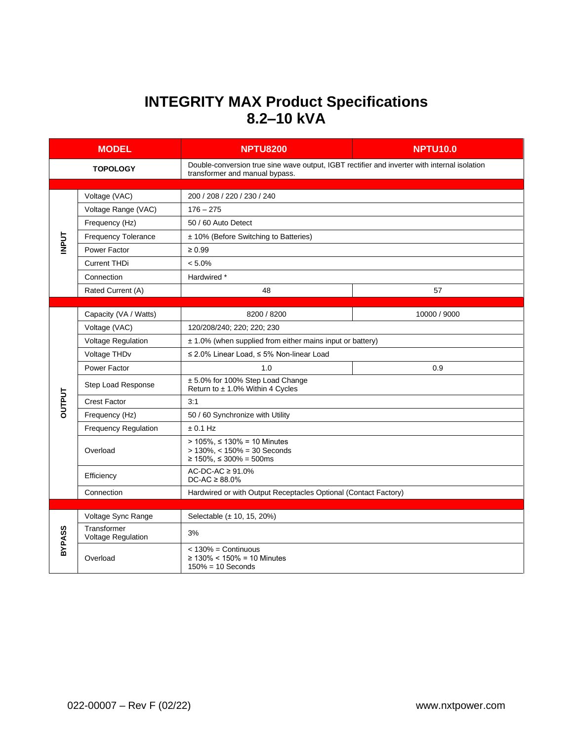# INTEGRITY MAX Product Specifications 8.2–10 kVA

| MODEL | | NPTU8200 | NPTU10.0 |
|---|---|---|---|
| TOPOLOGY | | Double-conversion true sine wave output, IGBT rectifier and inverter with internal isolation transformer and manual bypass. | |
| INPUT | Voltage (VAC) | 200 / 208 / 220 / 230 / 240 | |
| | Voltage Range (VAC) | 176 – 275 | |
| | Frequency (Hz) | 50 / 60 Auto Detect | |
| | Frequency Tolerance | ± 10% (Before Switching to Batteries) | |
| | Power Factor | ≥ 0.99 | |
| | Current THDi | < 5.0% | |
| | Connection | Hardwired * | |
| | Rated Current (A) | 48 | 57 |
| OUTPUT | Capacity (VA / Watts) | 8200 / 8200 | 10000 / 9000 |
| | Voltage (VAC) | 120/208/240; 220; 220; 230 | |
| | Voltage Regulation | ± 1.0% (when supplied from either mains input or battery) | |
| | Voltage THDv | ≤ 2.0% Linear Load, ≤ 5% Non-linear Load | |
| | Power Factor | 1.0 | 0.9 |
| | Step Load Response | ± 5.0% for 100% Step Load Change<br>Return to ± 1.0% Within 4 Cycles | |
| | Crest Factor | 3:1 | |
| | Frequency (Hz) | 50 / 60 Synchronize with Utility | |
| | Frequency Regulation | ± 0.1 Hz | |
| | Overload | > 105%, ≤ 130% = 10 Minutes<br>> 130%, < 150% = 30 Seconds<br>≥ 150%, ≤ 300% = 500ms | |
| | Efficiency | AC-DC-AC ≥ 91.0%<br>DC-AC ≥ 88.0% | |
| | Connection | Hardwired or with Output Receptacles Optional (Contact Factory) | |
| BYPASS | Voltage Sync Range | Selectable (± 10, 15, 20%) | |
| | Transformer Voltage Regulation | 3% | |
| | Overload | < 130% = Continuous<br>≥ 130% < 150% = 10 Minutes<br>150% = 10 Seconds | |

022-00007 – Rev F (02/22)

www.nxtpower.com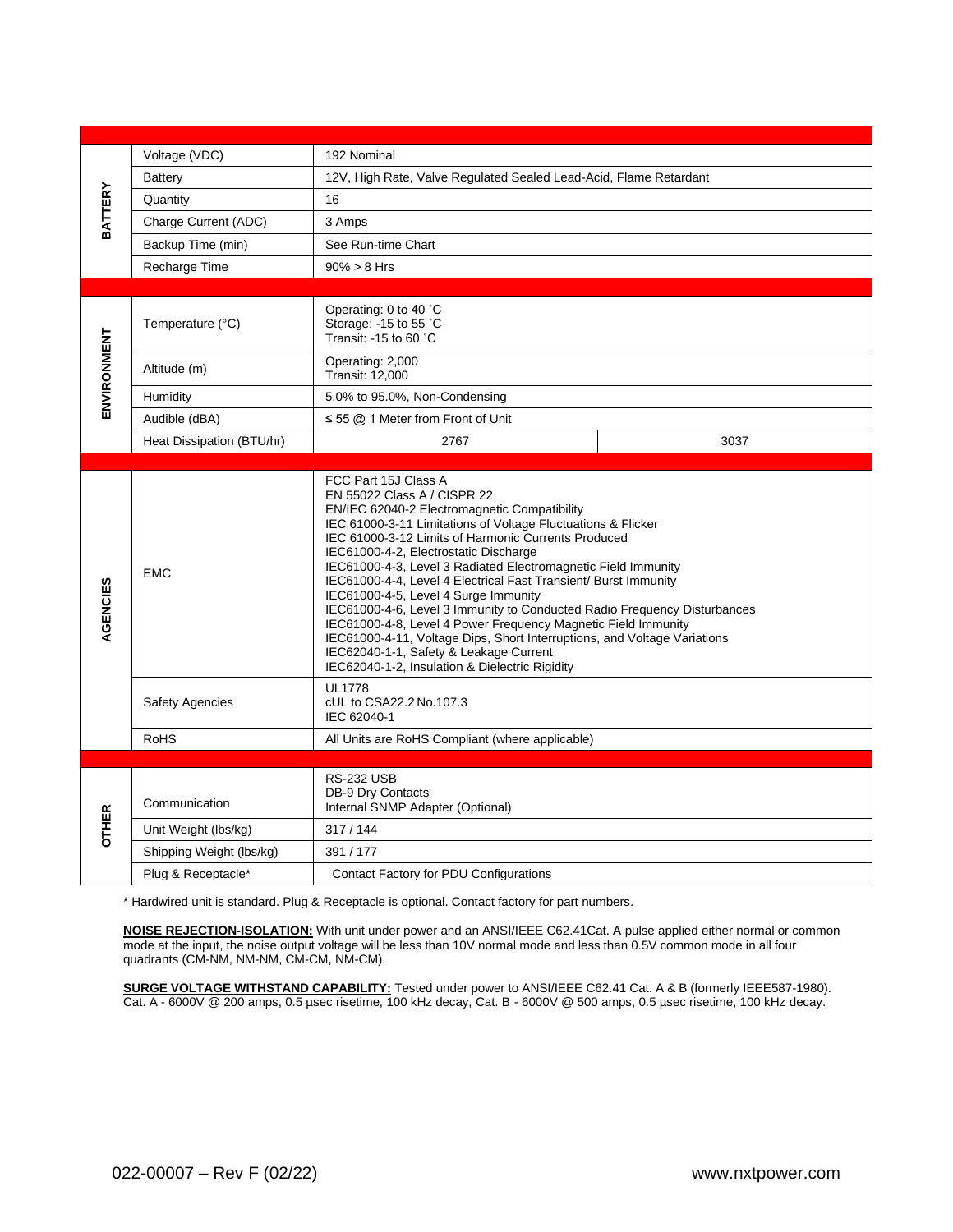| | | | |
|---|---|---|---|
| **BATTERY** | Voltage (VDC) | 192 Nominal | |
| | Battery | 12V, High Rate, Valve Regulated Sealed Lead-Acid, Flame Retardant | |
| | Quantity | 16 | |
| | Charge Current (ADC) | 3 Amps | |
| | Backup Time (min) | See Run-time Chart | |
| | Recharge Time | 90% > 8 Hrs | |
| **ENVIRONMENT** | Temperature (°C) | Operating: 0 to 40 ˚C<br>Storage: -15 to 55 ˚C<br>Transit: -15 to 60 ˚C | |
| | Altitude (m) | Operating: 2,000<br>Transit: 12,000 | |
| | Humidity | 5.0% to 95.0%, Non-Condensing | |
| | Audible (dBA) | ≤ 55 @ 1 Meter from Front of Unit | |
| | Heat Dissipation (BTU/hr) | 2767 | 3037 |
| **AGENCIES** | EMC | FCC Part 15J Class A<br>EN 55022 Class A / CISPR 22<br>EN/IEC 62040-2 Electromagnetic Compatibility<br>IEC 61000-3-11 Limitations of Voltage Fluctuations & Flicker<br>IEC 61000-3-12 Limits of Harmonic Currents Produced<br>IEC61000-4-2, Electrostatic Discharge<br>IEC61000-4-3, Level 3 Radiated Electromagnetic Field Immunity<br>IEC61000-4-4, Level 4 Electrical Fast Transient/ Burst Immunity<br>IEC61000-4-5, Level 4 Surge Immunity<br>IEC61000-4-6, Level 3 Immunity to Conducted Radio Frequency Disturbances<br>IEC61000-4-8, Level 4 Power Frequency Magnetic Field Immunity<br>IEC61000-4-11, Voltage Dips, Short Interruptions, and Voltage Variations<br>IEC62040-1-1, Safety & Leakage Current<br>IEC62040-1-2, Insulation & Dielectric Rigidity | |
| | Safety Agencies | UL1778<br>cUL to CSA22.2 No.107.3<br>IEC 62040-1 | |
| | RoHS | All Units are RoHS Compliant (where applicable) | |
| **OTHER** | Communication | RS-232 USB<br>DB-9 Dry Contacts<br>Internal SNMP Adapter (Optional) | |
| | Unit Weight (lbs/kg) | 317 / 144 | |
| | Shipping Weight (lbs/kg) | 391 / 177 | |
| | Plug & Receptacle* | Contact Factory for PDU Configurations | |

* Hardwired unit is standard. Plug & Receptacle is optional. Contact factory for part numbers.

**NOISE REJECTION-ISOLATION:** With unit under power and an ANSI/IEEE C62.41Cat. A pulse applied either normal or common mode at the input, the noise output voltage will be less than 10V normal mode and less than 0.5V common mode in all four quadrants (CM-NM, NM-NM, CM-CM, NM-CM).

**SURGE VOLTAGE WITHSTAND CAPABILITY:** Tested under power to ANSI/IEEE C62.41 Cat. A & B (formerly IEEE587-1980). Cat. A - 6000V @ 200 amps, 0.5 µsec risetime, 100 kHz decay, Cat. B - 6000V @ 500 amps, 0.5 µsec risetime, 100 kHz decay.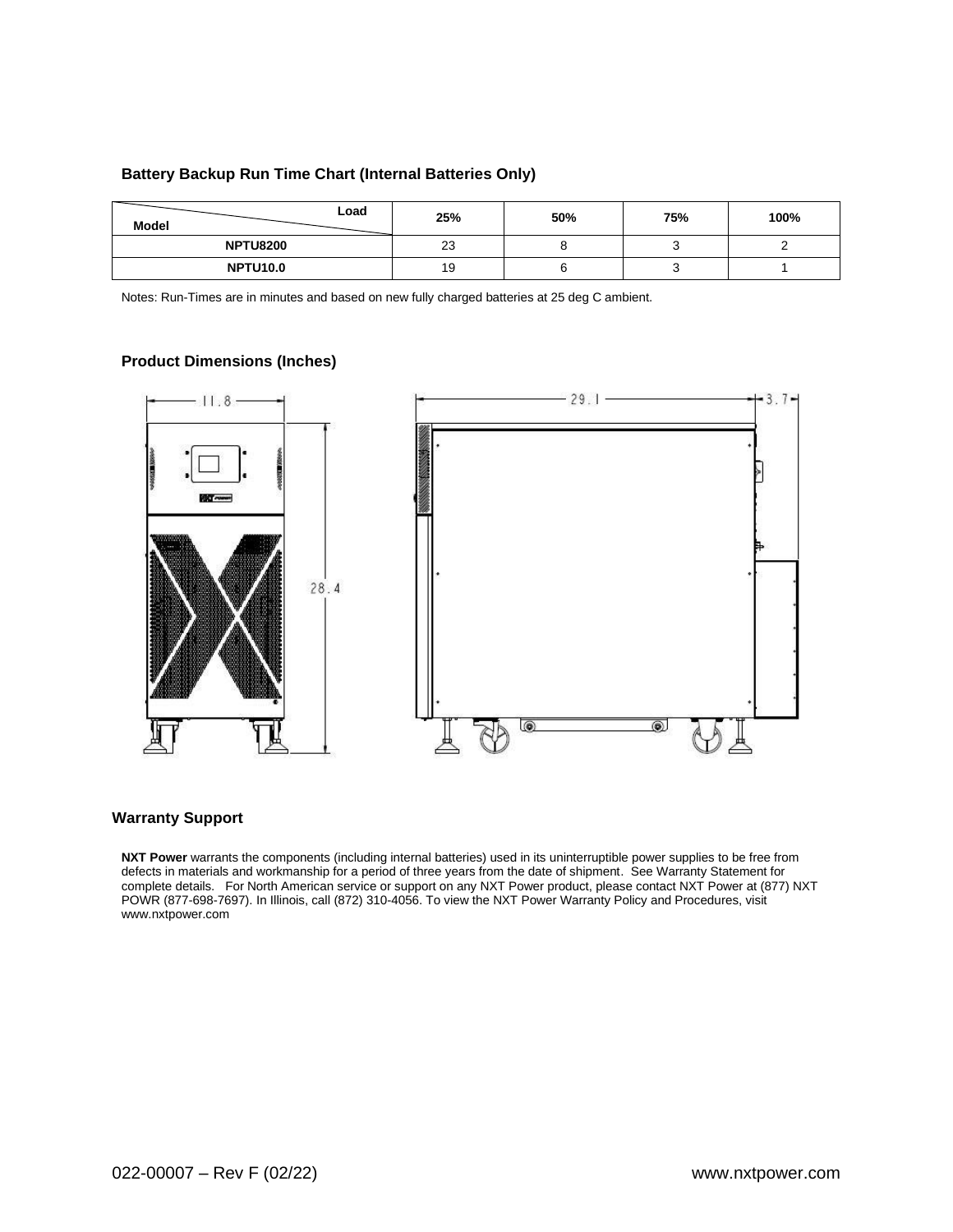### Battery Backup Run Time Chart (Internal Batteries Only)

| Model \ Load | 25% | 50% | 75% | 100% |
|---|---|---|---|---|
| **NPTU8200** | 23 | 8 | 3 | 2 |
| **NPTU10.0** | 19 | 6 | 3 | 1 |

Notes: Run-Times are in minutes and based on new fully charged batteries at 25 deg C ambient.

### Product Dimensions (Inches)

11.8

28.4

29.1

3.7

### Warranty Support

**NXT Power** warrants the components (including internal batteries) used in its uninterruptible power supplies to be free from defects in materials and workmanship for a period of three years from the date of shipment. See Warranty Statement for complete details. For North American service or support on any NXT Power product, please contact NXT Power at (877) NXT POWR (877-698-7697). In Illinois, call (872) 310-4056. To view the NXT Power Warranty Policy and Procedures, visit www.nxtpower.com

022-00007 – Rev F (02/22) www.nxtpower.com